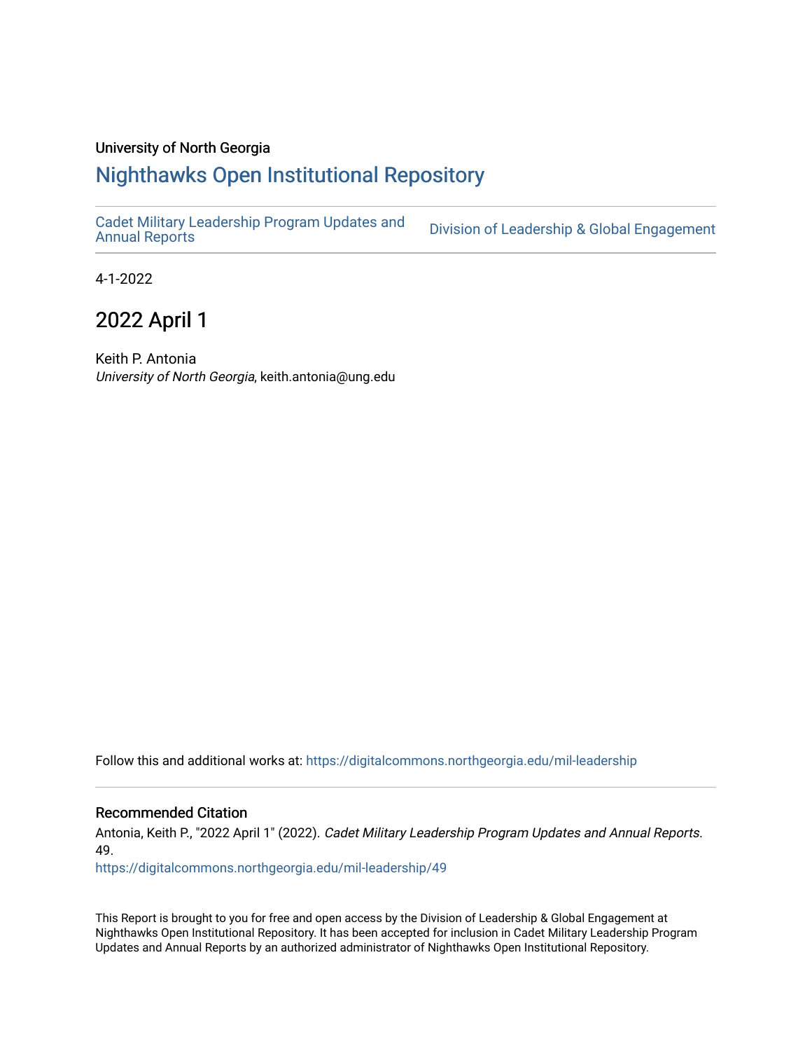University of North Georgia

# Nighthawks Open Institutional Repository

Cadet Military Leadership Program Updates and Annual Reports | Division of Leadership & Global Engagement

4-1-2022

## 2022 April 1

Keith P. Antonia
*University of North Georgia*, keith.antonia@ung.edu

Follow this and additional works at: https://digitalcommons.northgeorgia.edu/mil-leadership

### Recommended Citation

Antonia, Keith P., "2022 April 1" (2022). *Cadet Military Leadership Program Updates and Annual Reports*. 49.
https://digitalcommons.northgeorgia.edu/mil-leadership/49

This Report is brought to you for free and open access by the Division of Leadership & Global Engagement at Nighthawks Open Institutional Repository. It has been accepted for inclusion in Cadet Military Leadership Program Updates and Annual Reports by an authorized administrator of Nighthawks Open Institutional Repository.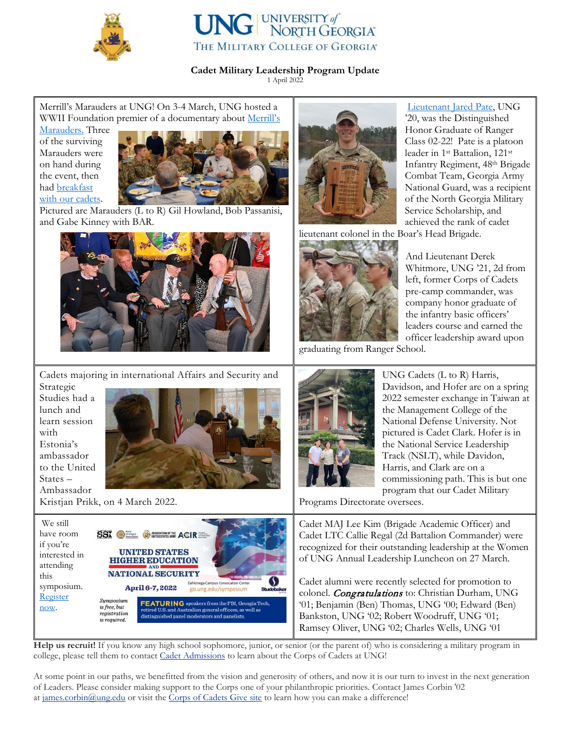**Cadet Military Leadership Program Update**

1 April 2022

Merrill's Marauders at UNG! On 3-4 March, UNG hosted a WWII Foundation premier of a documentary about Merrill's Marauders. Three of the surviving Marauders were on hand during the event, then had breakfast with our cadets. Pictured are Marauders (L to R) Gil Howland, Bob Passanisi, and Gabe Kinney with BAR.

Lieutenant Jared Pate, UNG '20, was the Distinguished Honor Graduate of Ranger Class 02-22! Pate is a platoon leader in 1st Battalion, 121st Infantry Regiment, 48th Brigade Combat Team, Georgia Army National Guard, was a recipient of the North Georgia Military Service Scholarship, and achieved the rank of cadet lieutenant colonel in the Boar's Head Brigade.

And Lieutenant Derek Whitmore, UNG '21, 2d from left, former Corps of Cadets pre-camp commander, was company honor graduate of the infantry basic officers' leaders course and earned the officer leadership award upon graduating from Ranger School.

Cadets majoring in international Affairs and Security and Strategic Studies had a lunch and learn session with Estonia's ambassador to the United States – Ambassador Kristjan Prikk, on 4 March 2022.

UNG Cadets (L to R) Harris, Davidson, and Hofer are on a spring 2022 semester exchange in Taiwan at the Management College of the National Defense University. Not pictured is Cadet Clark. Hofer is in the National Service Leadership Track (NSLT), while Davidon, Harris, and Clark are on a commissioning path. This is but one program that our Cadet Military Programs Directorate oversees.

We still have room if you're interested in attending this symposium. Register now.

UNITED STATES HIGHER EDUCATION AND NATIONAL SECURITY

April 6-7, 2022

Dahlonega Campus Convocation Center go.ung.edu/symposium

*Symposium is free, but registration is required.*

FEATURING speakers from the FBI, Georgia Tech, retired U.S. and Australian general officers, as well as distinguished panel moderators and panelists.

Cadet MAJ Lee Kim (Brigade Academic Officer) and Cadet LTC Callie Regal (2d Battalion Commander) were recognized for their outstanding leadership at the Women of UNG Annual Leadership Luncheon on 27 March.

Cadet alumni were recently selected for promotion to colonel. ***Congratulations*** to: Christian Durham, UNG '01; Benjamin (Ben) Thomas, UNG '00; Edward (Ben) Bankston, UNG '02; Robert Woodruff, UNG '01; Ramsey Oliver, UNG '02; Charles Wells, UNG '01

**Help us recruit!** If you know any high school sophomore, junior, or senior (or the parent of) who is considering a military program in college, please tell them to contact Cadet Admissions to learn about the Corps of Cadets at UNG!

At some point in our paths, we benefitted from the vision and generosity of others, and now it is our turn to invest in the next generation of Leaders. Please consider making support to the Corps one of your philanthropic priorities. Contact James Corbin '02 at james.corbin@ung.edu or visit the Corps of Cadets Give site to learn how you can make a difference!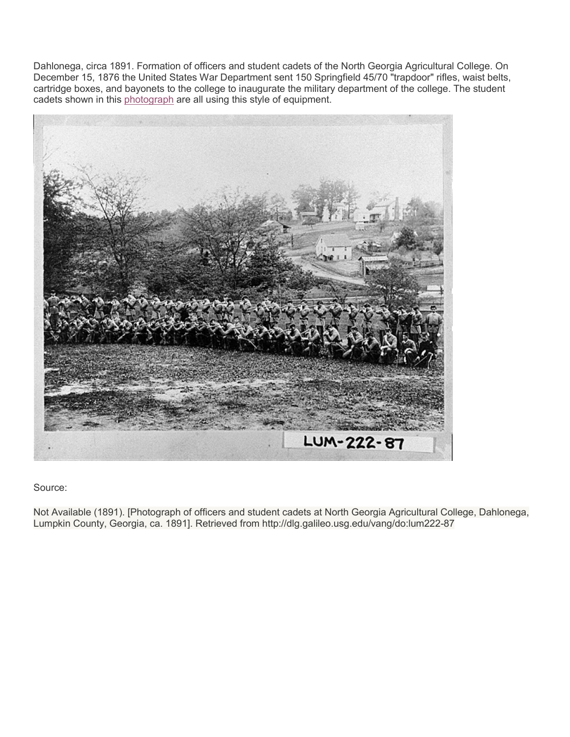Dahlonega, circa 1891. Formation of officers and student cadets of the North Georgia Agricultural College. On December 15, 1876 the United States War Department sent 150 Springfield 45/70 "trapdoor" rifles, waist belts, cartridge boxes, and bayonets to the college to inaugurate the military department of the college. The student cadets shown in this photograph are all using this style of equipment.

LUM-222-87

Source:

Not Available (1891). [Photograph of officers and student cadets at North Georgia Agricultural College, Dahlonega, Lumpkin County, Georgia, ca. 1891]. Retrieved from http://dlg.galileo.usg.edu/vang/do:lum222-87